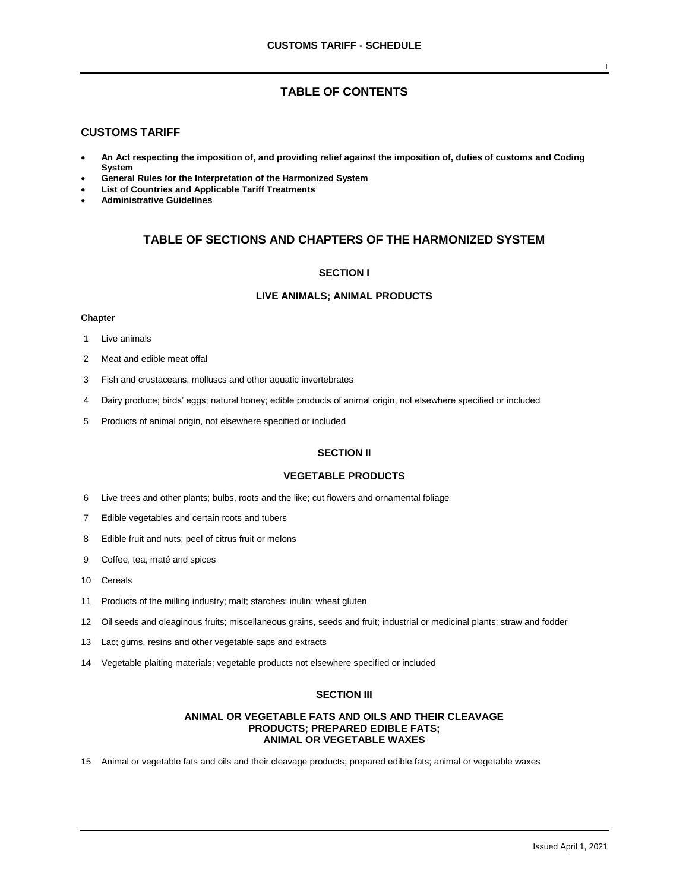# TABLE OF CONTENTS

## CUSTOMS TARIFF

- **An Act respecting the imposition of, and providing relief against the imposition of, duties of customs and Coding System**
- **General Rules for the Interpretation of the Harmonized System**
- **List of Countries and Applicable Tariff Treatments**
- **Administrative Guidelines**

## TABLE OF SECTIONS AND CHAPTERS OF THE HARMONIZED SYSTEM

### SECTION I

### LIVE ANIMALS; ANIMAL PRODUCTS

**Chapter**

1 Live animals

2 Meat and edible meat offal

3 Fish and crustaceans, molluscs and other aquatic invertebrates

4 Dairy produce; birds' eggs; natural honey; edible products of animal origin, not elsewhere specified or included

5 Products of animal origin, not elsewhere specified or included

### SECTION II

### VEGETABLE PRODUCTS

6 Live trees and other plants; bulbs, roots and the like; cut flowers and ornamental foliage

7 Edible vegetables and certain roots and tubers

8 Edible fruit and nuts; peel of citrus fruit or melons

9 Coffee, tea, maté and spices

10 Cereals

11 Products of the milling industry; malt; starches; inulin; wheat gluten

12 Oil seeds and oleaginous fruits; miscellaneous grains, seeds and fruit; industrial or medicinal plants; straw and fodder

13 Lac; gums, resins and other vegetable saps and extracts

14 Vegetable plaiting materials; vegetable products not elsewhere specified or included

### SECTION III

### ANIMAL OR VEGETABLE FATS AND OILS AND THEIR CLEAVAGE PRODUCTS; PREPARED EDIBLE FATS; ANIMAL OR VEGETABLE WAXES

15 Animal or vegetable fats and oils and their cleavage products; prepared edible fats; animal or vegetable waxes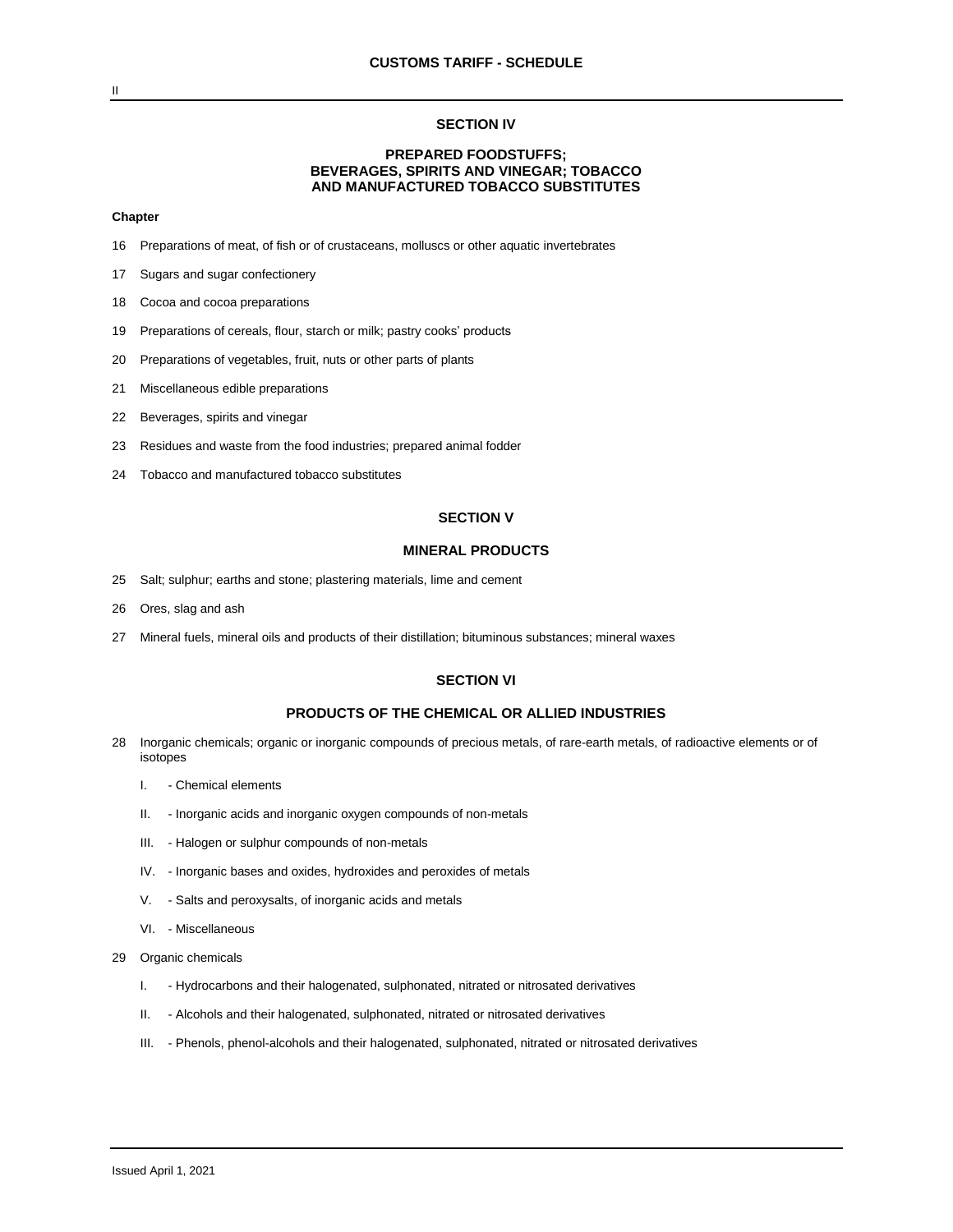## SECTION IV

### PREPARED FOODSTUFFS; BEVERAGES, SPIRITS AND VINEGAR; TOBACCO AND MANUFACTURED TOBACCO SUBSTITUTES

**Chapter**

16 Preparations of meat, of fish or of crustaceans, molluscs or other aquatic invertebrates

17 Sugars and sugar confectionery

18 Cocoa and cocoa preparations

19 Preparations of cereals, flour, starch or milk; pastry cooks' products

20 Preparations of vegetables, fruit, nuts or other parts of plants

21 Miscellaneous edible preparations

22 Beverages, spirits and vinegar

23 Residues and waste from the food industries; prepared animal fodder

24 Tobacco and manufactured tobacco substitutes

## SECTION V

### MINERAL PRODUCTS

25 Salt; sulphur; earths and stone; plastering materials, lime and cement

26 Ores, slag and ash

27 Mineral fuels, mineral oils and products of their distillation; bituminous substances; mineral waxes

## SECTION VI

### PRODUCTS OF THE CHEMICAL OR ALLIED INDUSTRIES

28 Inorganic chemicals; organic or inorganic compounds of precious metals, of rare-earth metals, of radioactive elements or of isotopes

- I. - Chemical elements
- II. - Inorganic acids and inorganic oxygen compounds of non-metals
- III. - Halogen or sulphur compounds of non-metals
- IV. - Inorganic bases and oxides, hydroxides and peroxides of metals
- V. - Salts and peroxysalts, of inorganic acids and metals
- VI. - Miscellaneous

29 Organic chemicals

- I. - Hydrocarbons and their halogenated, sulphonated, nitrated or nitrosated derivatives
- II. - Alcohols and their halogenated, sulphonated, nitrated or nitrosated derivatives
- III. - Phenols, phenol-alcohols and their halogenated, sulphonated, nitrated or nitrosated derivatives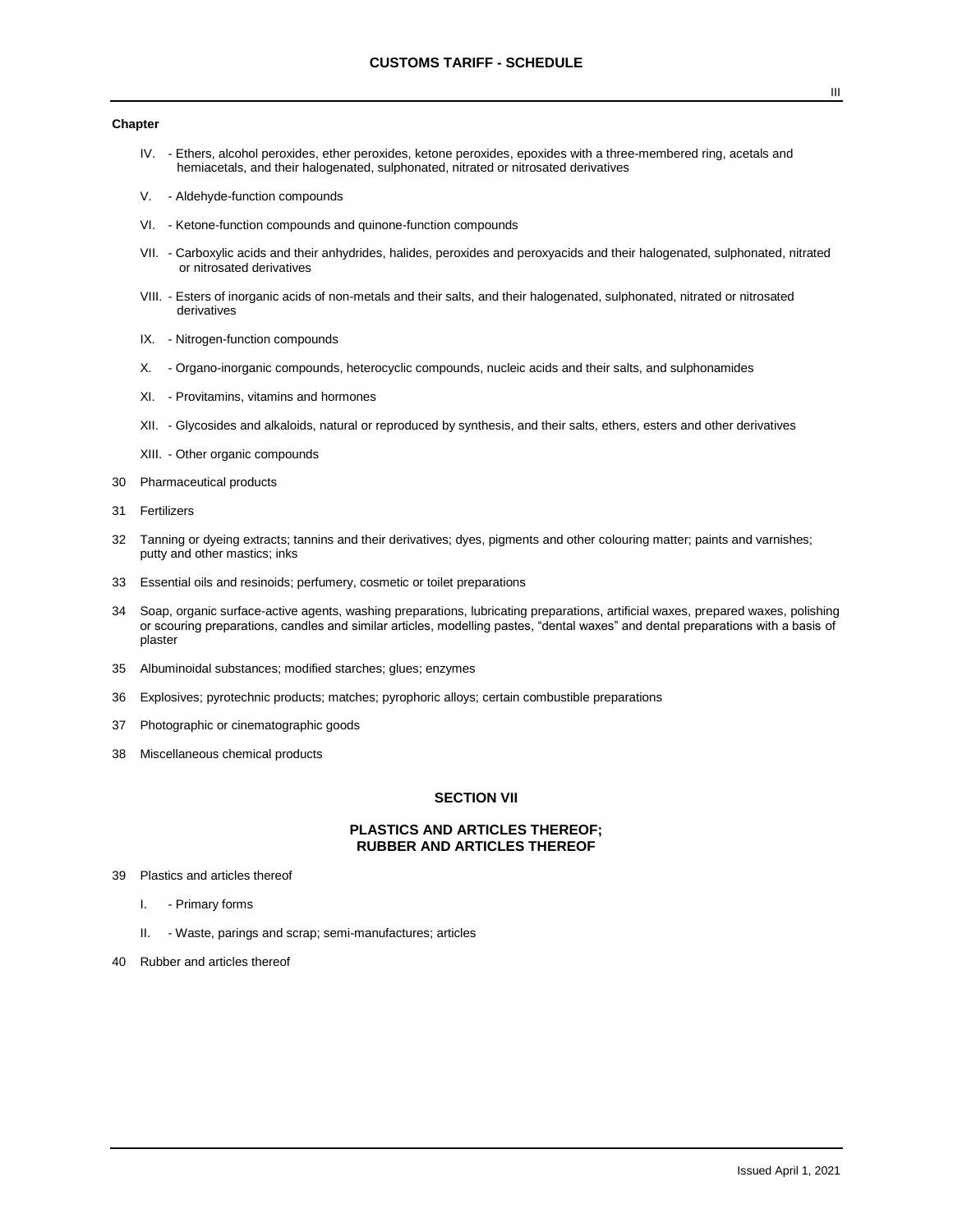**Chapter**

- IV. - Ethers, alcohol peroxides, ether peroxides, ketone peroxides, epoxides with a three-membered ring, acetals and hemiacetals, and their halogenated, sulphonated, nitrated or nitrosated derivatives
- V. - Aldehyde-function compounds
- VI. - Ketone-function compounds and quinone-function compounds
- VII. - Carboxylic acids and their anhydrides, halides, peroxides and peroxyacids and their halogenated, sulphonated, nitrated or nitrosated derivatives
- VIII. - Esters of inorganic acids of non-metals and their salts, and their halogenated, sulphonated, nitrated or nitrosated derivatives
- IX. - Nitrogen-function compounds
- X. - Organo-inorganic compounds, heterocyclic compounds, nucleic acids and their salts, and sulphonamides
- XI. - Provitamins, vitamins and hormones
- XII. - Glycosides and alkaloids, natural or reproduced by synthesis, and their salts, ethers, esters and other derivatives
- XIII. - Other organic compounds

30 Pharmaceutical products

31 Fertilizers

32 Tanning or dyeing extracts; tannins and their derivatives; dyes, pigments and other colouring matter; paints and varnishes; putty and other mastics; inks

33 Essential oils and resinoids; perfumery, cosmetic or toilet preparations

34 Soap, organic surface-active agents, washing preparations, lubricating preparations, artificial waxes, prepared waxes, polishing or scouring preparations, candles and similar articles, modelling pastes, "dental waxes" and dental preparations with a basis of plaster

35 Albuminoidal substances; modified starches; glues; enzymes

36 Explosives; pyrotechnic products; matches; pyrophoric alloys; certain combustible preparations

37 Photographic or cinematographic goods

38 Miscellaneous chemical products

## SECTION VII

## PLASTICS AND ARTICLES THEREOF; RUBBER AND ARTICLES THEREOF

39 Plastics and articles thereof

- I. - Primary forms
- II. - Waste, parings and scrap; semi-manufactures; articles

40 Rubber and articles thereof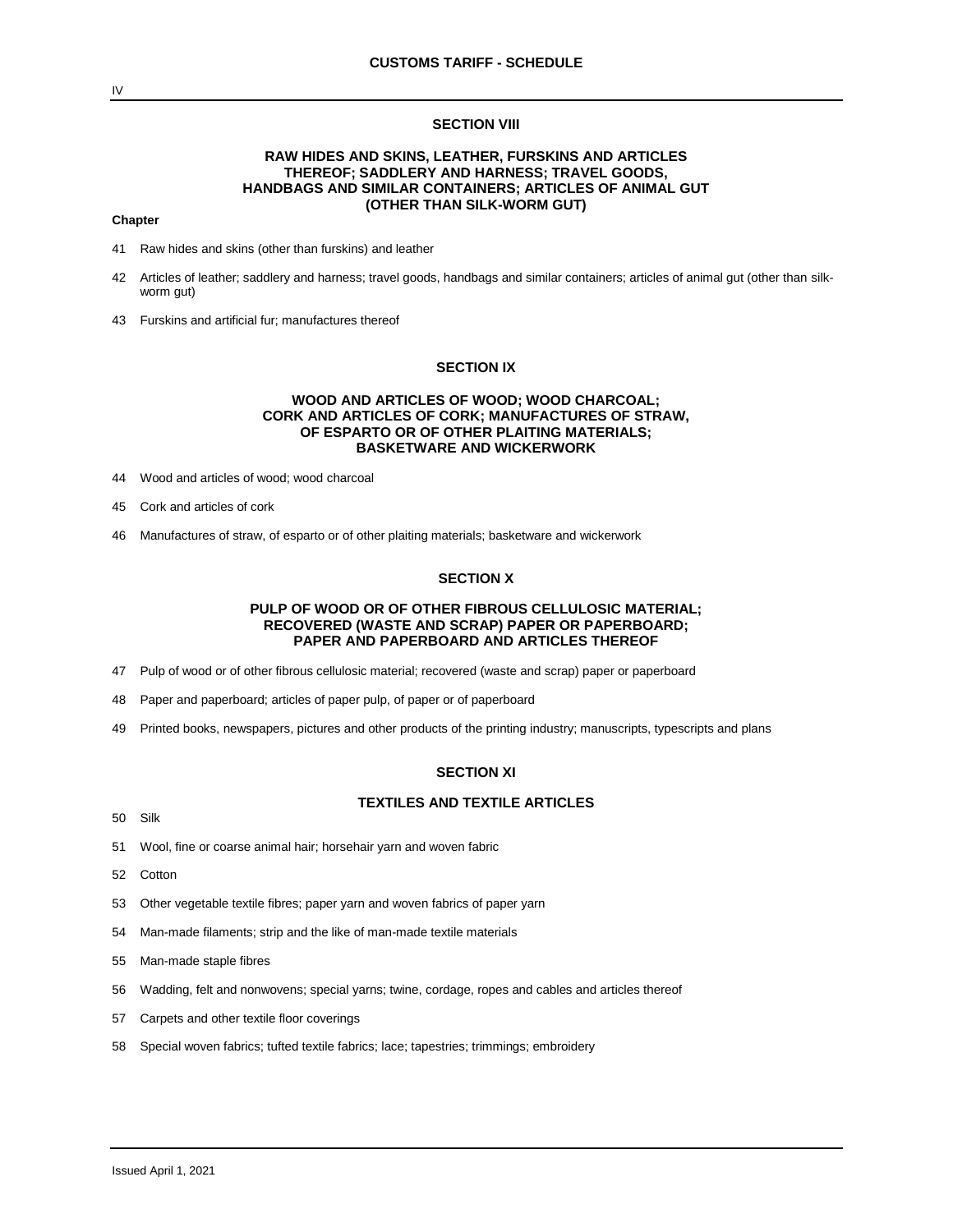## SECTION VIII

### RAW HIDES AND SKINS, LEATHER, FURSKINS AND ARTICLES THEREOF; SADDLERY AND HARNESS; TRAVEL GOODS, HANDBAGS AND SIMILAR CONTAINERS; ARTICLES OF ANIMAL GUT (OTHER THAN SILK-WORM GUT)

**Chapter**

41 Raw hides and skins (other than furskins) and leather

42 Articles of leather; saddlery and harness; travel goods, handbags and similar containers; articles of animal gut (other than silk-worm gut)

43 Furskins and artificial fur; manufactures thereof

## SECTION IX

### WOOD AND ARTICLES OF WOOD; WOOD CHARCOAL; CORK AND ARTICLES OF CORK; MANUFACTURES OF STRAW, OF ESPARTO OR OF OTHER PLAITING MATERIALS; BASKETWARE AND WICKERWORK

44 Wood and articles of wood; wood charcoal

45 Cork and articles of cork

46 Manufactures of straw, of esparto or of other plaiting materials; basketware and wickerwork

## SECTION X

### PULP OF WOOD OR OF OTHER FIBROUS CELLULOSIC MATERIAL; RECOVERED (WASTE AND SCRAP) PAPER OR PAPERBOARD; PAPER AND PAPERBOARD AND ARTICLES THEREOF

47 Pulp of wood or of other fibrous cellulosic material; recovered (waste and scrap) paper or paperboard

48 Paper and paperboard; articles of paper pulp, of paper or of paperboard

49 Printed books, newspapers, pictures and other products of the printing industry; manuscripts, typescripts and plans

## SECTION XI

### TEXTILES AND TEXTILE ARTICLES

50 Silk

51 Wool, fine or coarse animal hair; horsehair yarn and woven fabric

52 Cotton

53 Other vegetable textile fibres; paper yarn and woven fabrics of paper yarn

54 Man-made filaments; strip and the like of man-made textile materials

55 Man-made staple fibres

56 Wadding, felt and nonwovens; special yarns; twine, cordage, ropes and cables and articles thereof

57 Carpets and other textile floor coverings

58 Special woven fabrics; tufted textile fabrics; lace; tapestries; trimmings; embroidery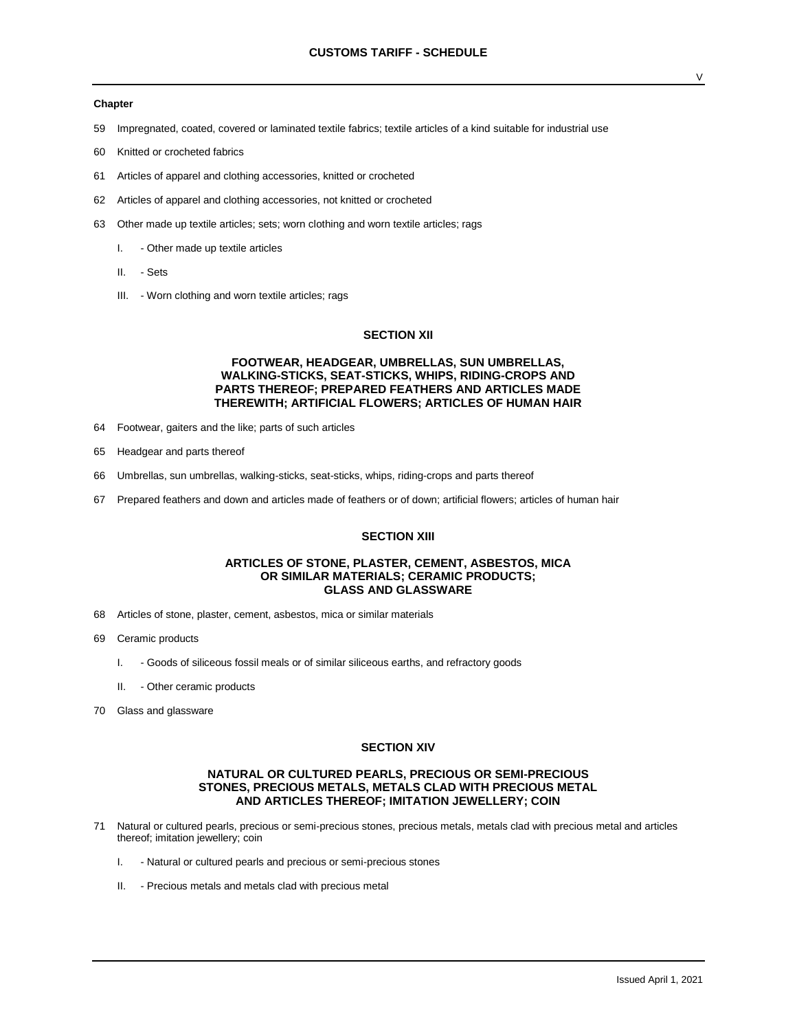**Chapter**

59 Impregnated, coated, covered or laminated textile fabrics; textile articles of a kind suitable for industrial use

60 Knitted or crocheted fabrics

61 Articles of apparel and clothing accessories, knitted or crocheted

62 Articles of apparel and clothing accessories, not knitted or crocheted

63 Other made up textile articles; sets; worn clothing and worn textile articles; rags

- I. - Other made up textile articles
- II. - Sets
- III. - Worn clothing and worn textile articles; rags

## SECTION XII

### FOOTWEAR, HEADGEAR, UMBRELLAS, SUN UMBRELLAS, WALKING-STICKS, SEAT-STICKS, WHIPS, RIDING-CROPS AND PARTS THEREOF; PREPARED FEATHERS AND ARTICLES MADE THEREWITH; ARTIFICIAL FLOWERS; ARTICLES OF HUMAN HAIR

64 Footwear, gaiters and the like; parts of such articles

65 Headgear and parts thereof

66 Umbrellas, sun umbrellas, walking-sticks, seat-sticks, whips, riding-crops and parts thereof

67 Prepared feathers and down and articles made of feathers or of down; artificial flowers; articles of human hair

## SECTION XIII

### ARTICLES OF STONE, PLASTER, CEMENT, ASBESTOS, MICA OR SIMILAR MATERIALS; CERAMIC PRODUCTS; GLASS AND GLASSWARE

68 Articles of stone, plaster, cement, asbestos, mica or similar materials

69 Ceramic products

- I. - Goods of siliceous fossil meals or of similar siliceous earths, and refractory goods
- II. - Other ceramic products

70 Glass and glassware

## SECTION XIV

### NATURAL OR CULTURED PEARLS, PRECIOUS OR SEMI-PRECIOUS STONES, PRECIOUS METALS, METALS CLAD WITH PRECIOUS METAL AND ARTICLES THEREOF; IMITATION JEWELLERY; COIN

71 Natural or cultured pearls, precious or semi-precious stones, precious metals, metals clad with precious metal and articles thereof; imitation jewellery; coin

- I. - Natural or cultured pearls and precious or semi-precious stones
- II. - Precious metals and metals clad with precious metal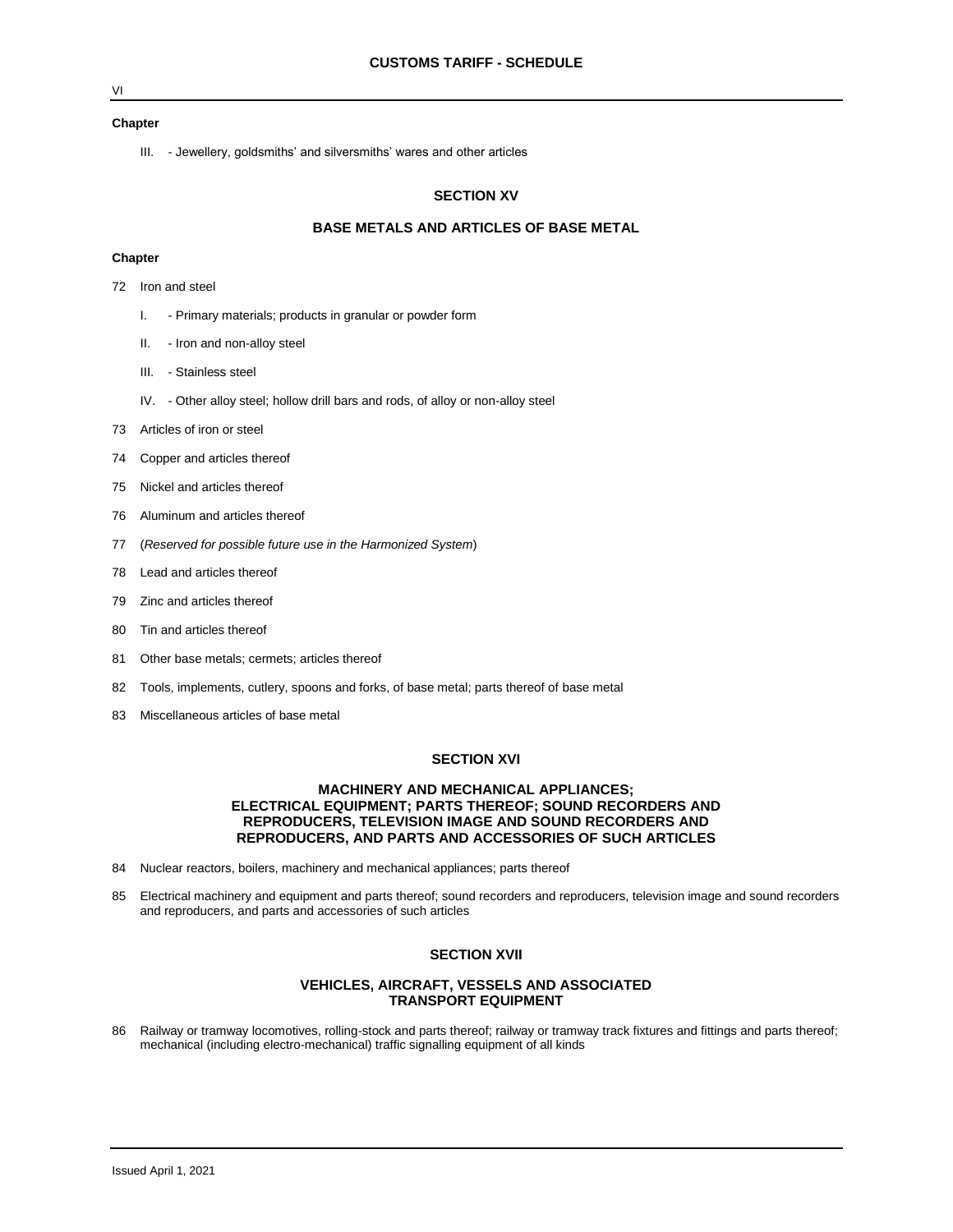**Chapter**

III. - Jewellery, goldsmiths' and silversmiths' wares and other articles

## SECTION XV

## BASE METALS AND ARTICLES OF BASE METAL

**Chapter**

72 Iron and steel

- I. - Primary materials; products in granular or powder form
- II. - Iron and non-alloy steel
- III. - Stainless steel
- IV. - Other alloy steel; hollow drill bars and rods, of alloy or non-alloy steel

73 Articles of iron or steel

74 Copper and articles thereof

75 Nickel and articles thereof

76 Aluminum and articles thereof

77 (*Reserved for possible future use in the Harmonized System*)

78 Lead and articles thereof

79 Zinc and articles thereof

80 Tin and articles thereof

81 Other base metals; cermets; articles thereof

82 Tools, implements, cutlery, spoons and forks, of base metal; parts thereof of base metal

83 Miscellaneous articles of base metal

## SECTION XVI

## MACHINERY AND MECHANICAL APPLIANCES; ELECTRICAL EQUIPMENT; PARTS THEREOF; SOUND RECORDERS AND REPRODUCERS, TELEVISION IMAGE AND SOUND RECORDERS AND REPRODUCERS, AND PARTS AND ACCESSORIES OF SUCH ARTICLES

84 Nuclear reactors, boilers, machinery and mechanical appliances; parts thereof

85 Electrical machinery and equipment and parts thereof; sound recorders and reproducers, television image and sound recorders and reproducers, and parts and accessories of such articles

## SECTION XVII

## VEHICLES, AIRCRAFT, VESSELS AND ASSOCIATED TRANSPORT EQUIPMENT

86 Railway or tramway locomotives, rolling-stock and parts thereof; railway or tramway track fixtures and fittings and parts thereof; mechanical (including electro-mechanical) traffic signalling equipment of all kinds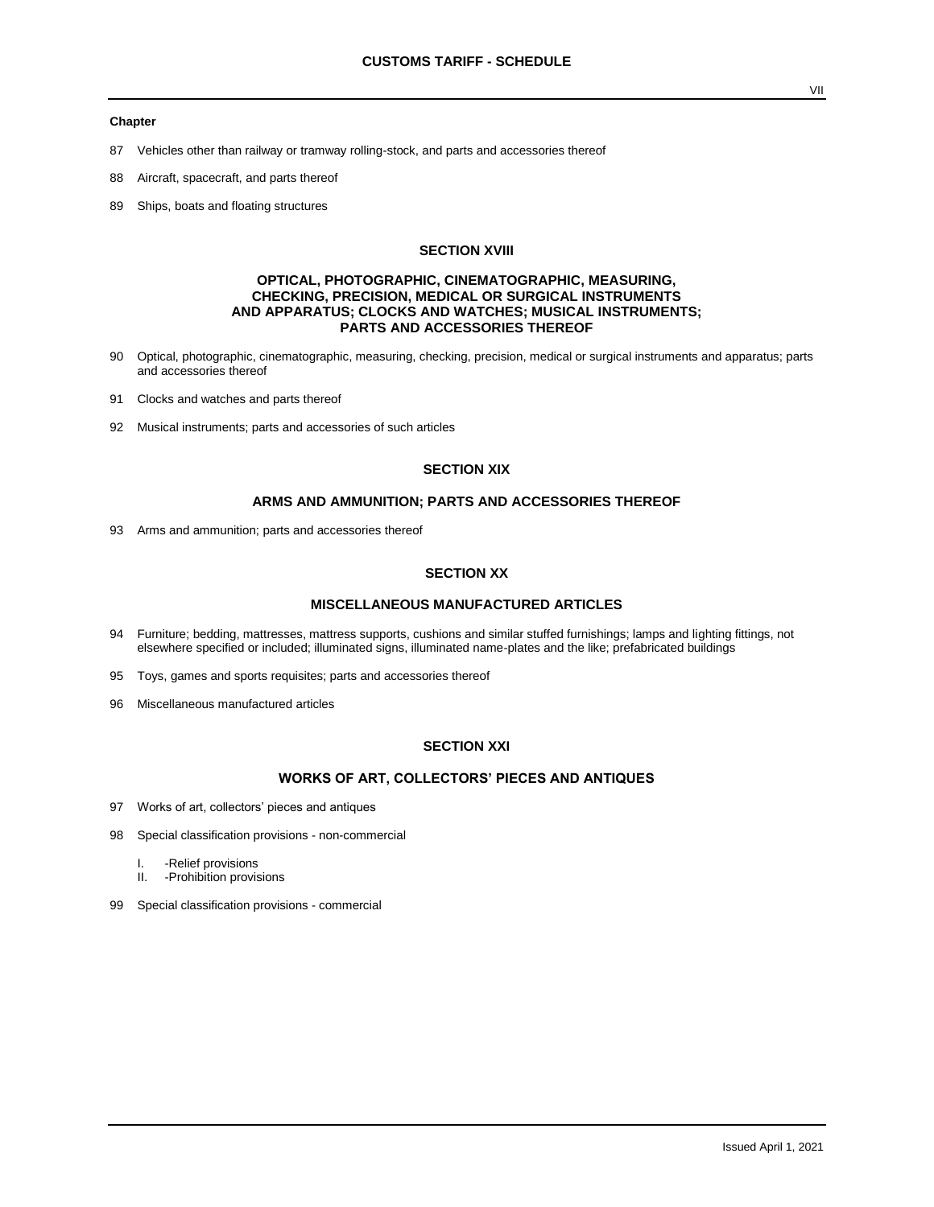**Chapter**

87 Vehicles other than railway or tramway rolling-stock, and parts and accessories thereof

88 Aircraft, spacecraft, and parts thereof

89 Ships, boats and floating structures

## SECTION XVIII

## OPTICAL, PHOTOGRAPHIC, CINEMATOGRAPHIC, MEASURING, CHECKING, PRECISION, MEDICAL OR SURGICAL INSTRUMENTS AND APPARATUS; CLOCKS AND WATCHES; MUSICAL INSTRUMENTS; PARTS AND ACCESSORIES THEREOF

90 Optical, photographic, cinematographic, measuring, checking, precision, medical or surgical instruments and apparatus; parts and accessories thereof

91 Clocks and watches and parts thereof

92 Musical instruments; parts and accessories of such articles

## SECTION XIX

## ARMS AND AMMUNITION; PARTS AND ACCESSORIES THEREOF

93 Arms and ammunition; parts and accessories thereof

## SECTION XX

## MISCELLANEOUS MANUFACTURED ARTICLES

94 Furniture; bedding, mattresses, mattress supports, cushions and similar stuffed furnishings; lamps and lighting fittings, not elsewhere specified or included; illuminated signs, illuminated name-plates and the like; prefabricated buildings

95 Toys, games and sports requisites; parts and accessories thereof

96 Miscellaneous manufactured articles

## SECTION XXI

## WORKS OF ART, COLLECTORS' PIECES AND ANTIQUES

97 Works of art, collectors' pieces and antiques

98 Special classification provisions - non-commercial

- I. -Relief provisions
- II. -Prohibition provisions

99 Special classification provisions - commercial